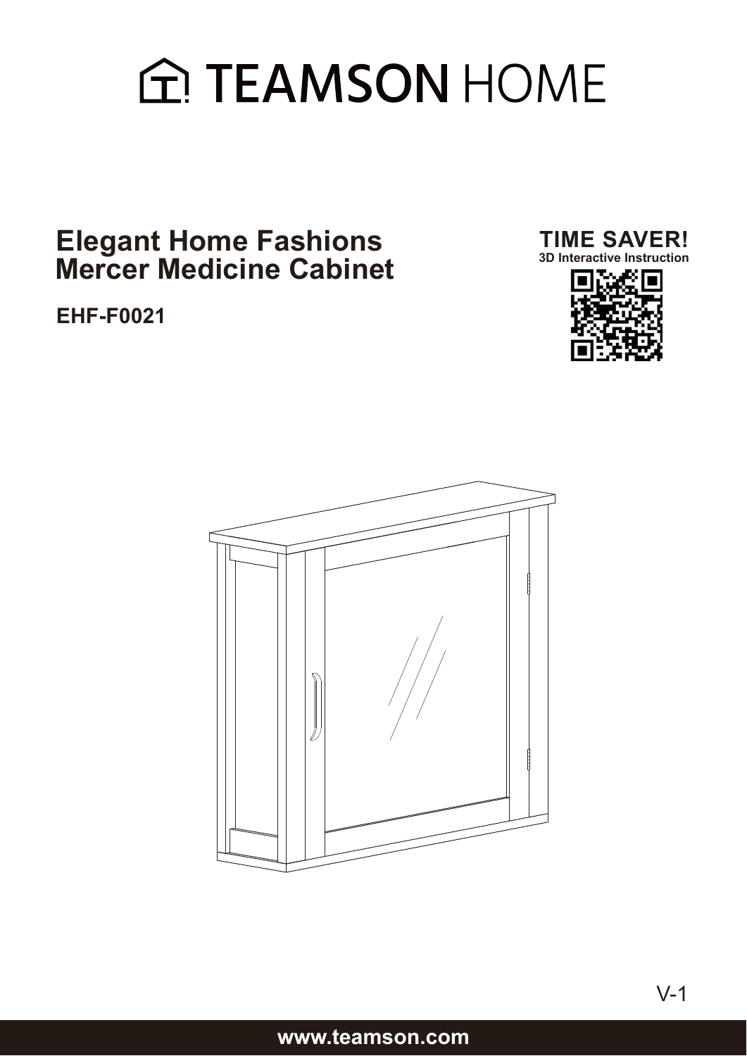# TEAMSON HOME

## Elegant Home Fashions Mercer Medicine Cabinet

**EHF-F0021**

**TIME SAVER!**
**3D Interactive Instruction**

V-1

**www.teamson.com**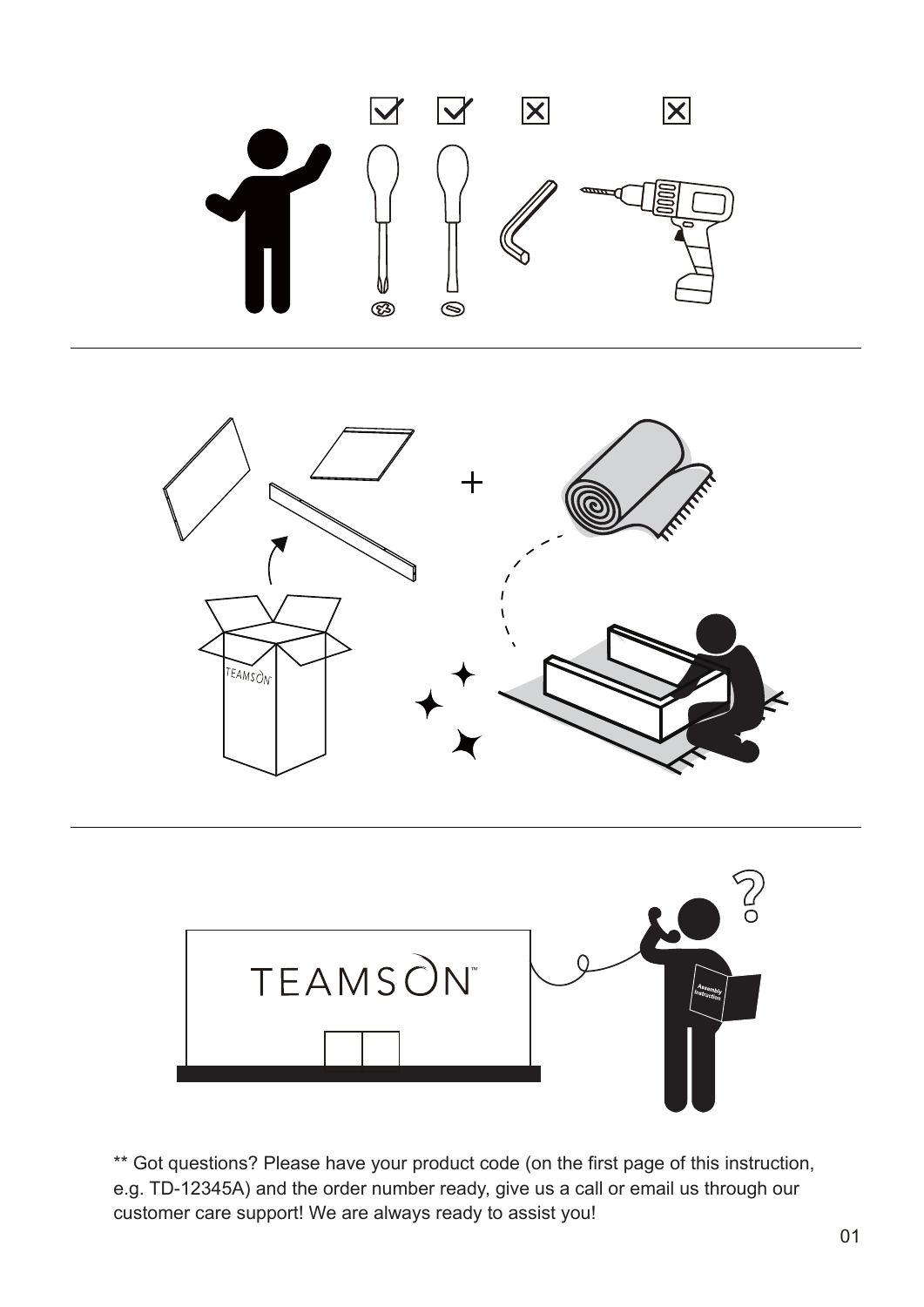** Got questions? Please have your product code (on the first page of this instruction, e.g. TD-12345A) and the order number ready, give us a call or email us through our customer care support! We are always ready to assist you!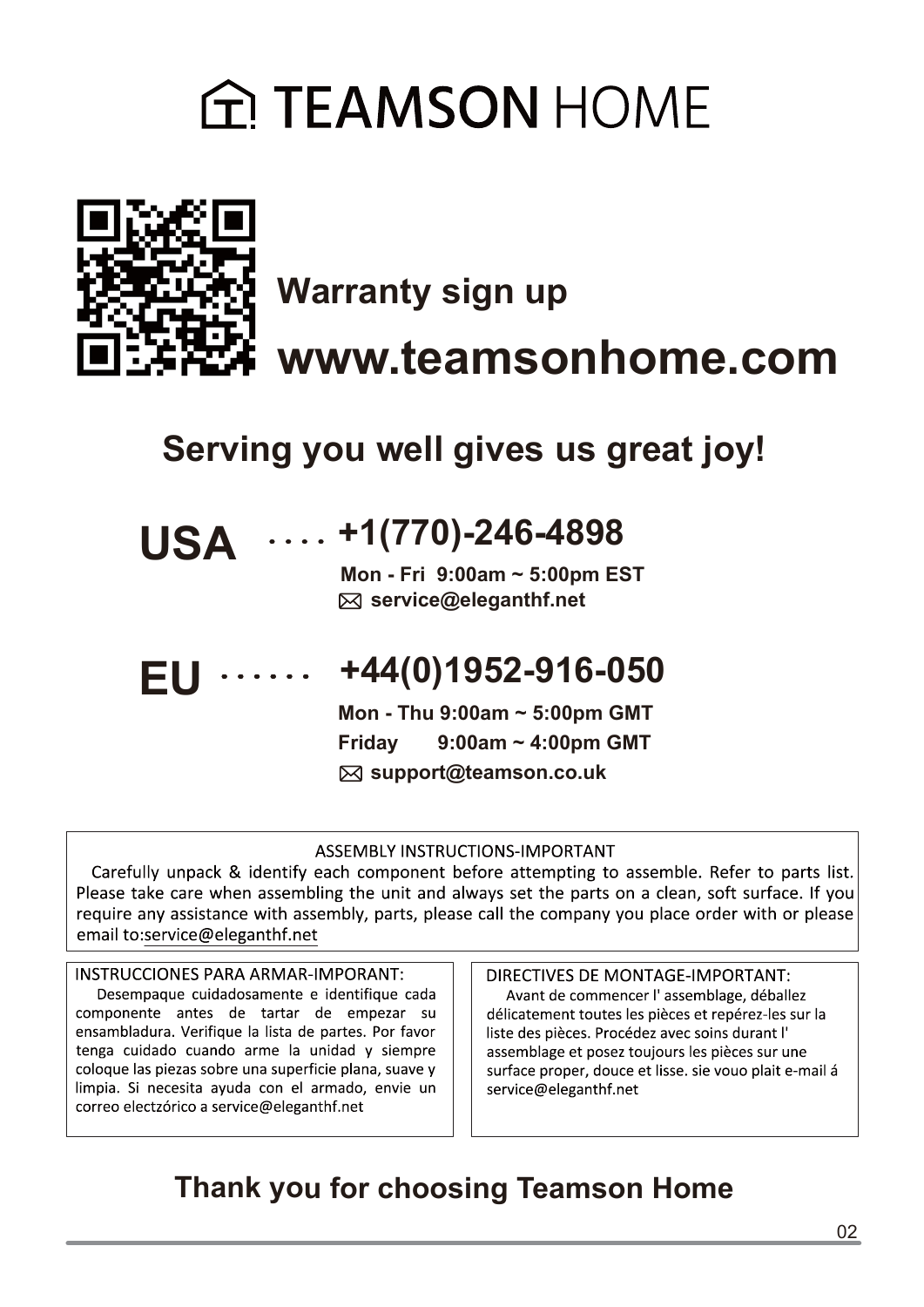# TEAMSON HOME

**Warranty sign up**

**www.teamsonhome.com**

## Serving you well gives us great joy!

**USA** .... **+1(770)-246-4898**

**Mon - Fri 9:00am ~ 5:00pm EST**

**service@eleganthf.net**

**EU** ...... **+44(0)1952-916-050**

**Mon - Thu 9:00am ~ 5:00pm GMT**

**Friday 9:00am ~ 4:00pm GMT**

**support@teamson.co.uk**

ASSEMBLY INSTRUCTIONS-IMPORTANT

Carefully unpack & identify each component before attempting to assemble. Refer to parts list. Please take care when assembling the unit and always set the parts on a clean, soft surface. If you require any assistance with assembly, parts, please call the company you place order with or please email to:service@eleganthf.net

INSTRUCCIONES PARA ARMAR-IMPORANT:

Desempaque cuidadosamente e identifique cada componente antes de tartar de empezar su ensambladura. Verifique la lista de partes. Por favor tenga cuidado cuando arme la unidad y siempre coloque las piezas sobre una superficie plana, suave y limpia. Si necesita ayuda con el armado, envie un correo electzórico a service@eleganthf.net

DIRECTIVES DE MONTAGE-IMPORTANT:

Avant de commencer l' assemblage, déballez délicatement toutes les pièces et repérez-les sur la liste des pièces. Procédez avec soins durant l' assemblage et posez toujours les pièces sur une surface proper, douce et lisse. sie vouo plait e-mail á service@eleganthf.net

## Thank you for choosing Teamson Home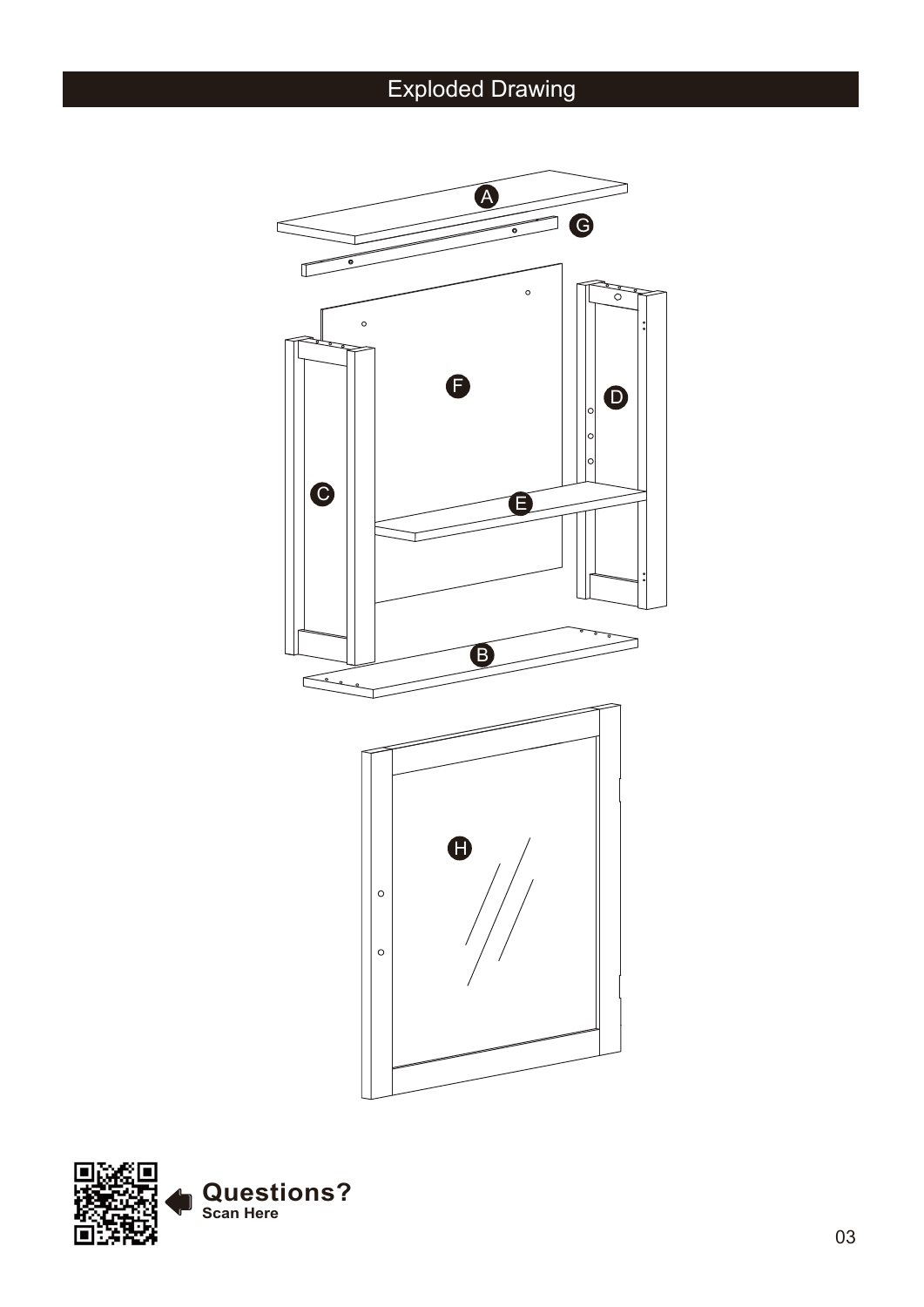# Exploded Drawing

A

G

F

D

C

E

B

H

**Questions?**
**Scan Here**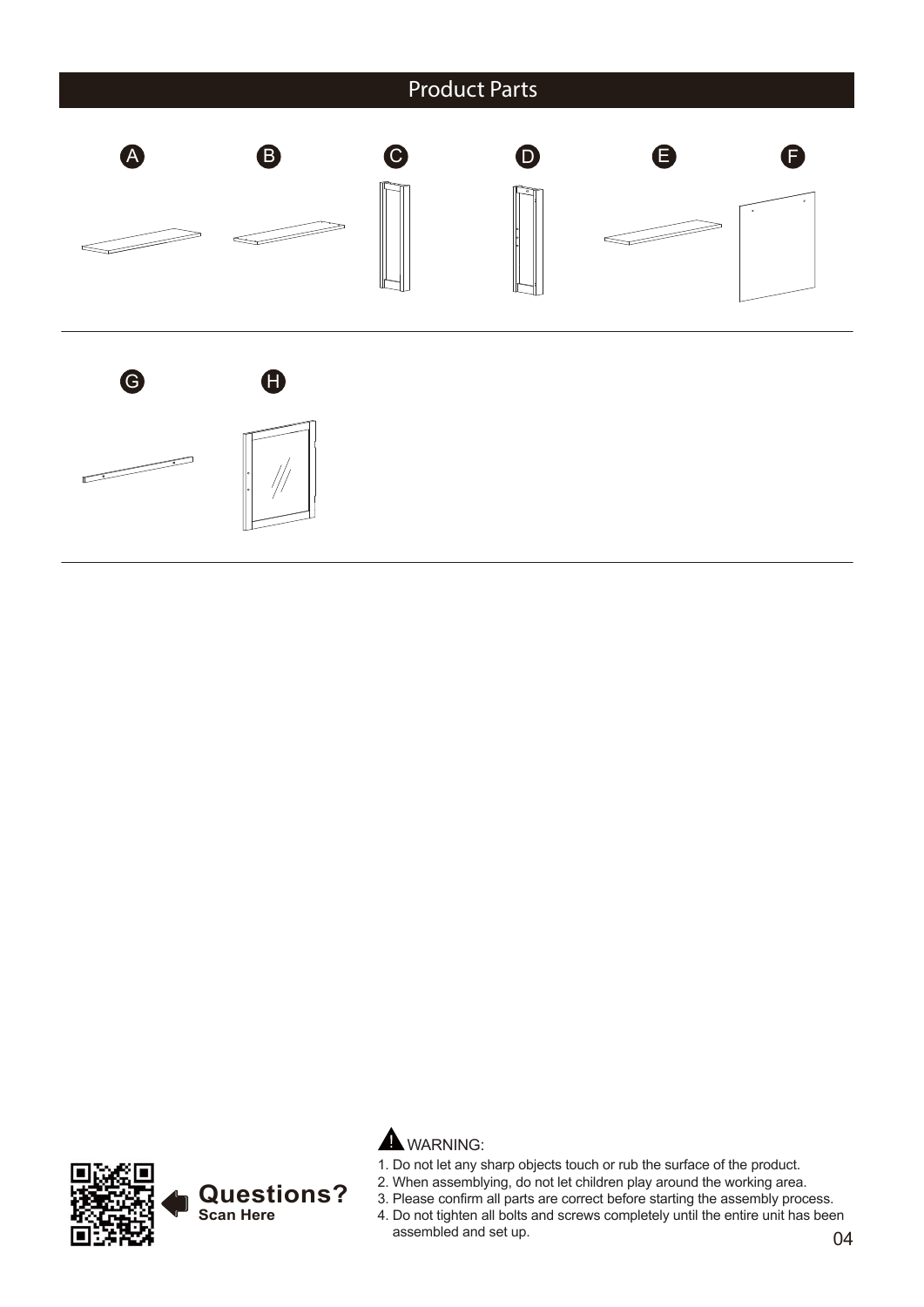## Product Parts

A B C D E F

G H

**Questions?**
**Scan Here**

⚠ WARNING:

1. Do not let any sharp objects touch or rub the surface of the product.
2. When assemblying, do not let children play around the working area.
3. Please confirm all parts are correct before starting the assembly process.
4. Do not tighten all bolts and screws completely until the entire unit has been assembled and set up.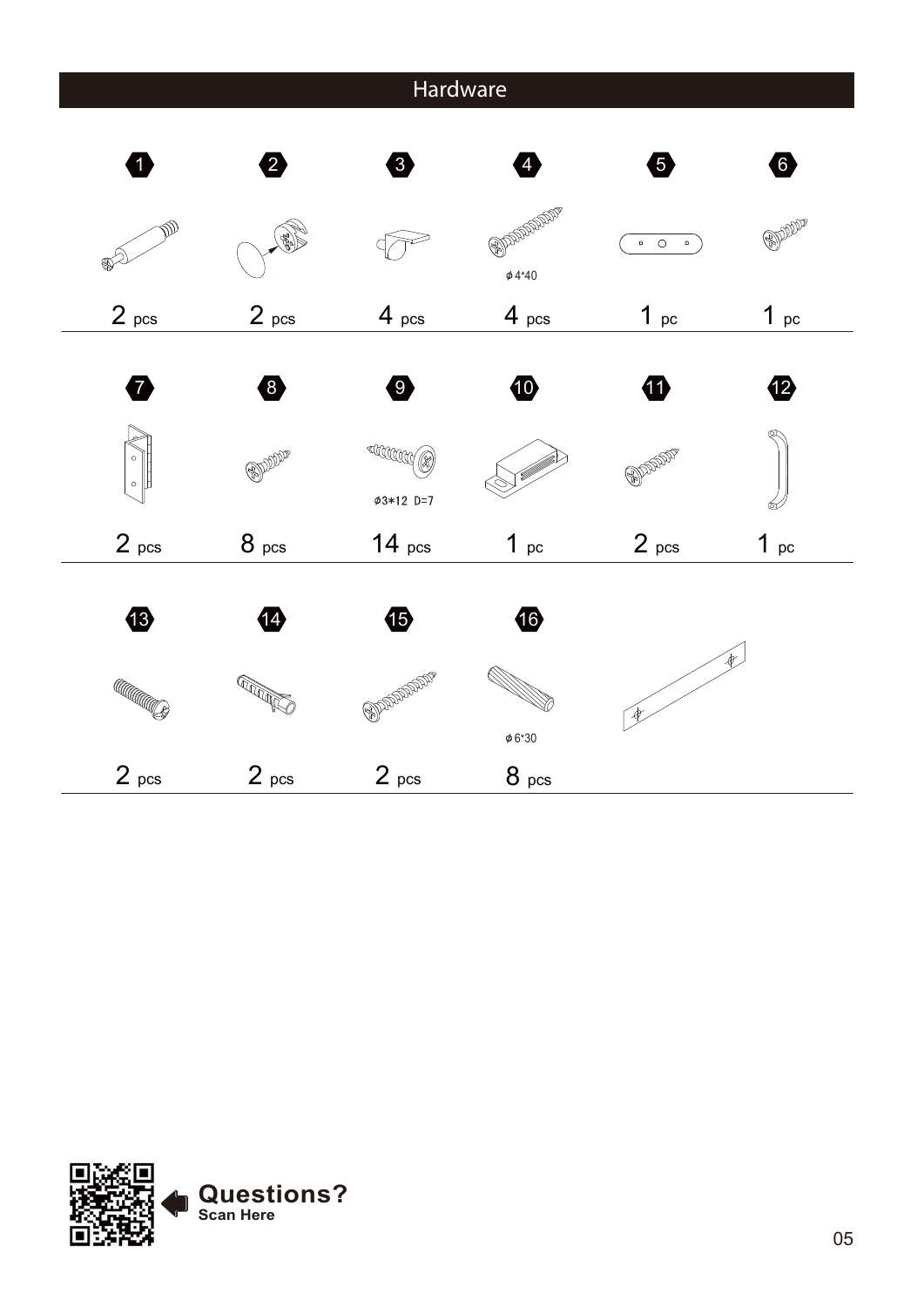# Hardware

| 1 | 2 | 3 | 4 | 5 | 6 |
|---|---|---|---|---|---|
| | | | ϕ4*40 | | |
| 2 pcs | 2 pcs | 4 pcs | 4 pcs | 1 pc | 1 pc |

| 7 | 8 | 9 | 10 | 11 | 12 |
|---|---|---|---|---|---|
| | | ϕ3*12 D=7 | | | |
| 2 pcs | 8 pcs | 14 pcs | 1 pc | 2 pcs | 1 pc |

| 13 | 14 | 15 | 16 |
|---|---|---|---|
| | | | ϕ6*30 |
| 2 pcs | 2 pcs | 2 pcs | 8 pcs |

**Questions?**
**Scan Here**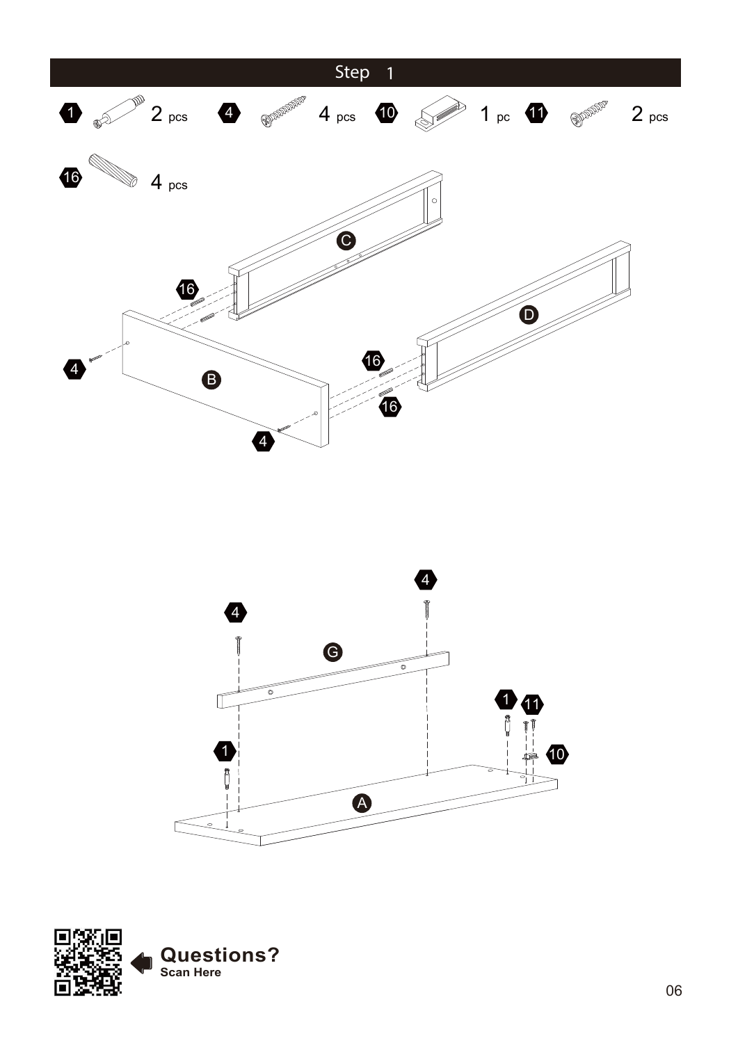## Step 1

| Part | Quantity |
| --- | --- |
| 1 | 2 pcs |
| 4 | 4 pcs |
| 10 | 1 pc |
| 11 | 2 pcs |
| 16 | 4 pcs |

**Questions?**
**Scan Here**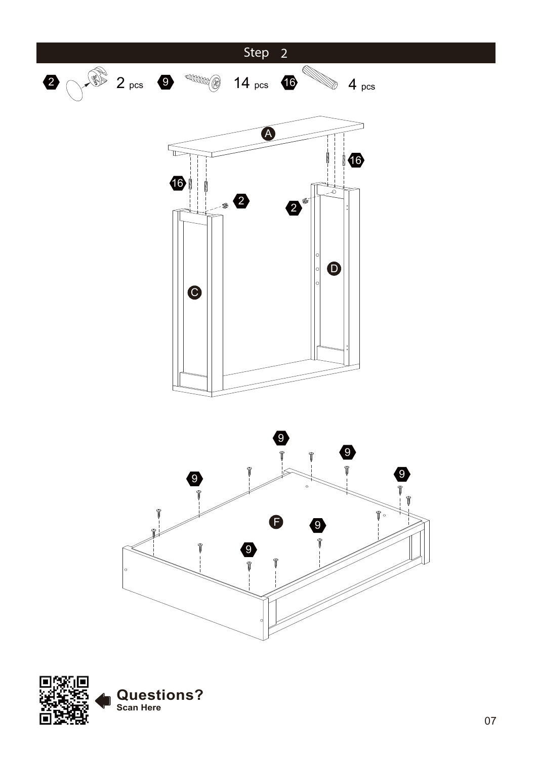## Step 2

2 — 2 pcs

9 — 14 pcs

16 — 4 pcs

**Questions?**
Scan Here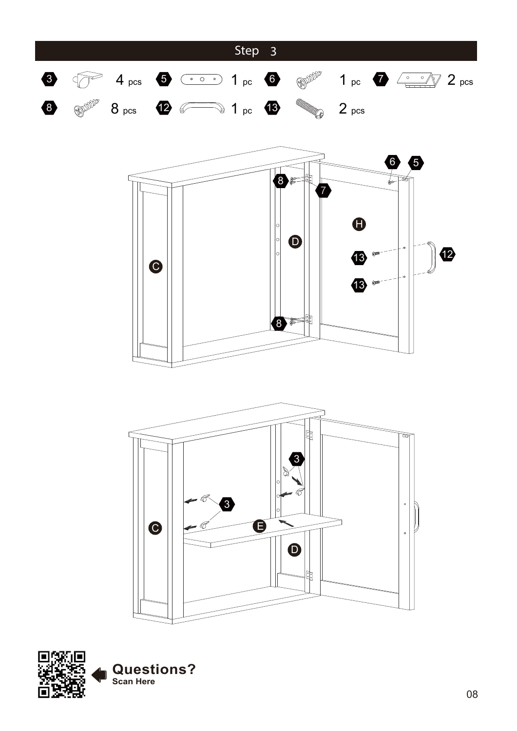## Step 3

| Part | Qty |
|---|---|
| 3 | 4 pcs |
| 5 | 1 pc |
| 6 | 1 pc |
| 7 | 2 pcs |
| 8 | 8 pcs |
| 12 | 1 pc |
| 13 | 2 pcs |

Questions?
Scan Here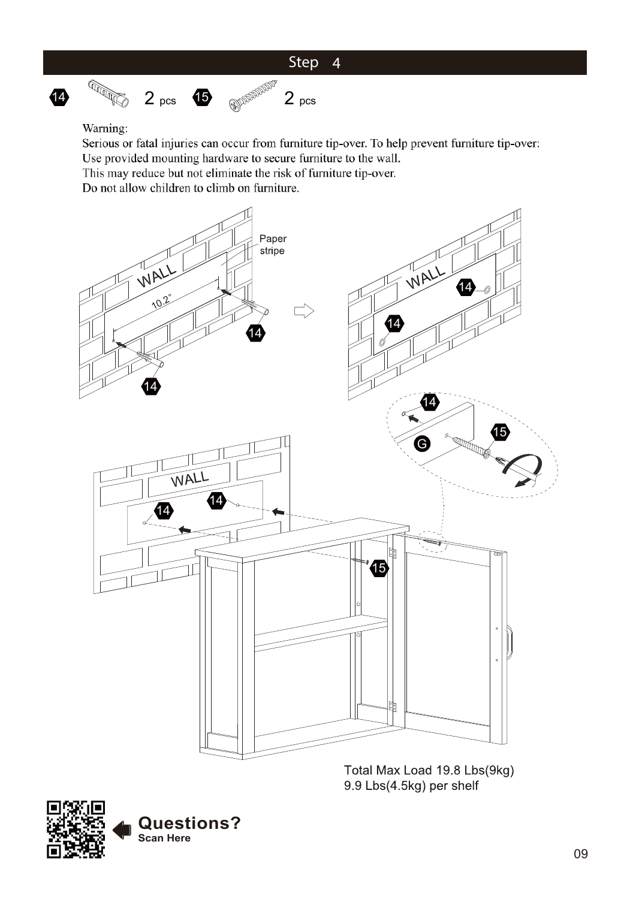## Step 4

14 — 2 pcs
15 — 2 pcs

Warning:
Serious or fatal injuries can occur from furniture tip-over. To help prevent furniture tip-over:
Use provided mounting hardware to secure furniture to the wall.
This may reduce but not eliminate the risk of furniture tip-over.
Do not allow children to climb on furniture.

WALL
Paper stripe
10.2"

Total Max Load 19.8 Lbs(9kg)
9.9 Lbs(4.5kg) per shelf

**Questions?**
**Scan Here**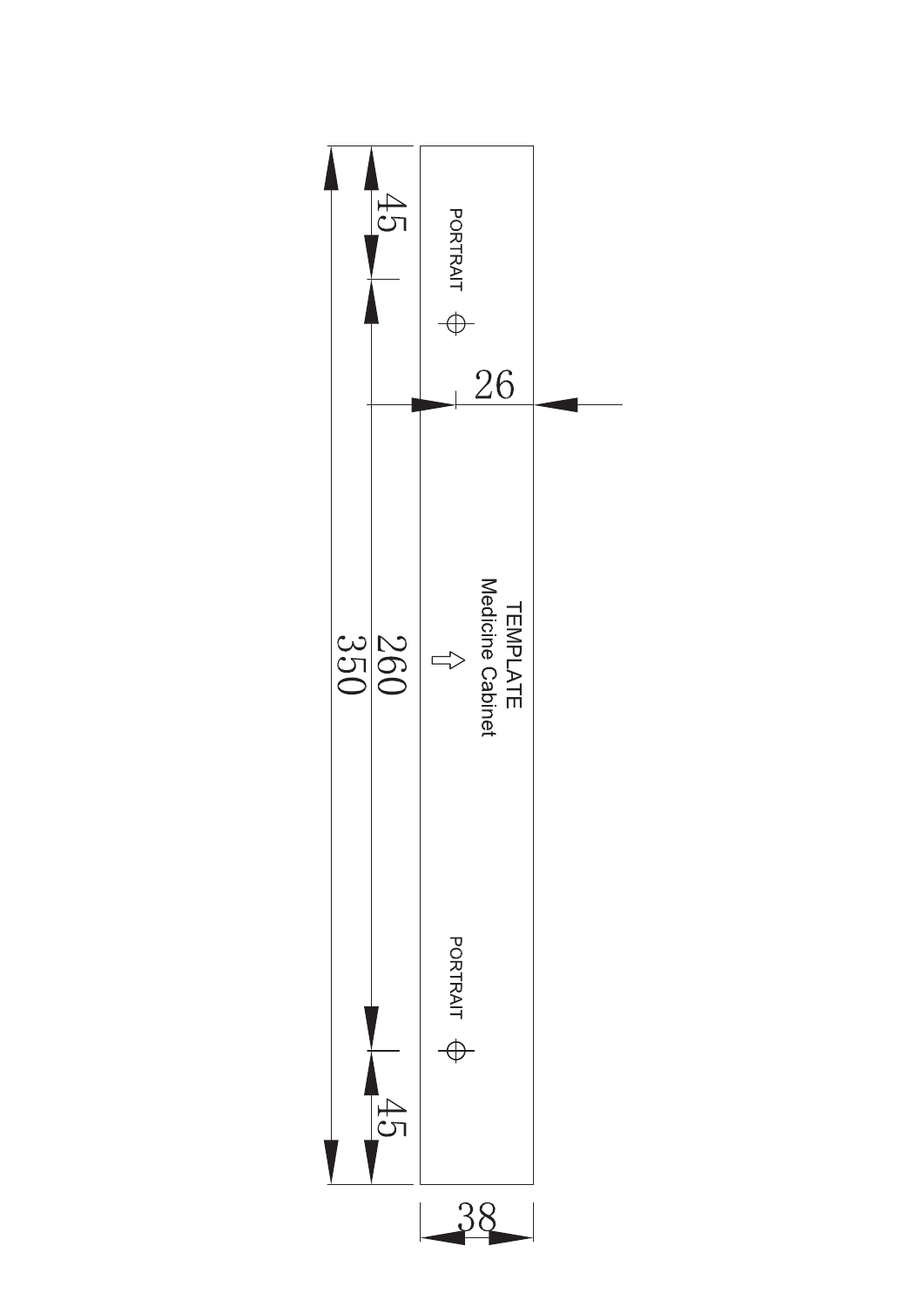TEMPLATE
Medicine Cabinet

PORTRAIT

PORTRAIT

45

260

350

45

26

38